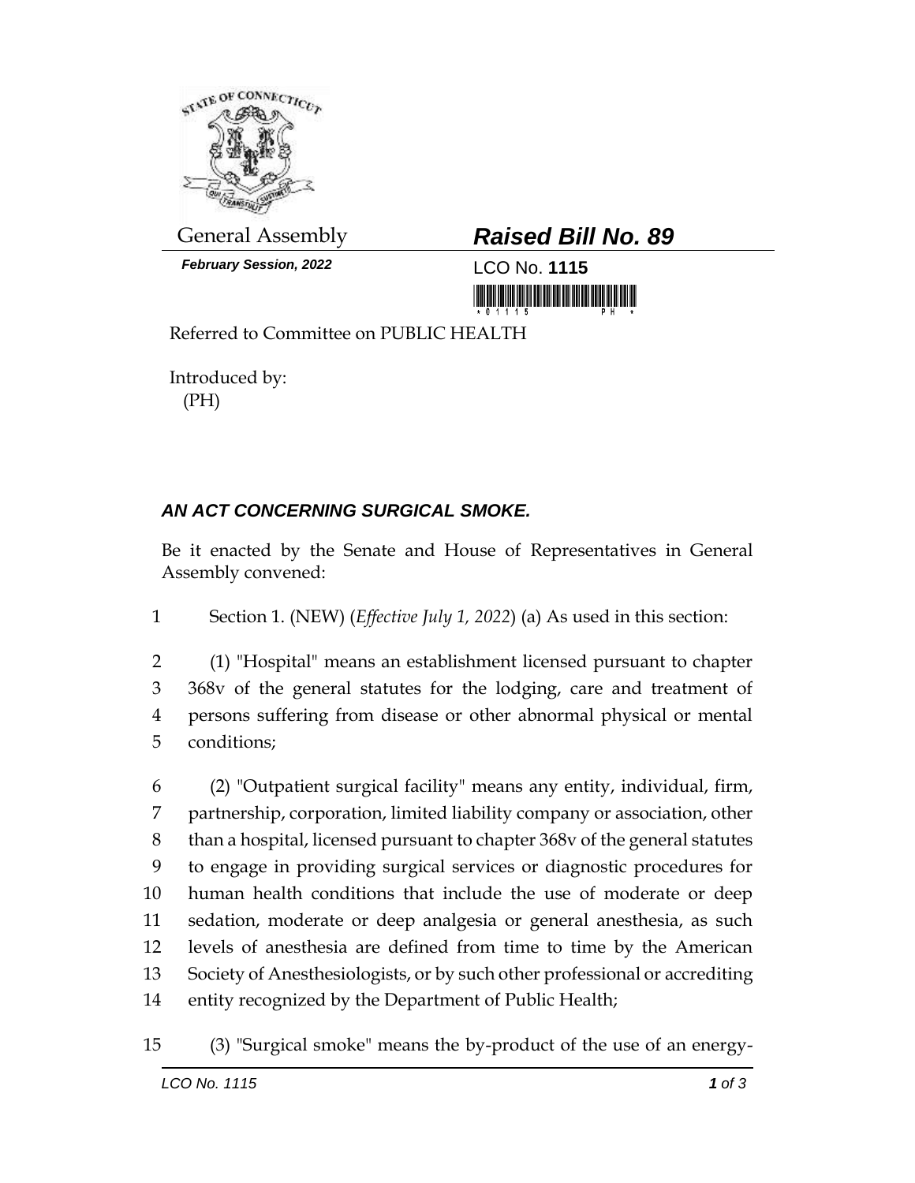General Assembly

***February Session, 2022***

# ***Raised Bill No. 89***

LCO No. **1115**

Referred to Committee on PUBLIC HEALTH

Introduced by:
(PH)

## ***AN ACT CONCERNING SURGICAL SMOKE.***

Be it enacted by the Senate and House of Representatives in General Assembly convened:

1 Section 1. (NEW) (*Effective July 1, 2022*) (a) As used in this section:

2 (1) "Hospital" means an establishment licensed pursuant to chapter
3 368v of the general statutes for the lodging, care and treatment of
4 persons suffering from disease or other abnormal physical or mental
5 conditions;

6 (2) "Outpatient surgical facility" means any entity, individual, firm,
7 partnership, corporation, limited liability company or association, other
8 than a hospital, licensed pursuant to chapter 368v of the general statutes
9 to engage in providing surgical services or diagnostic procedures for
10 human health conditions that include the use of moderate or deep
11 sedation, moderate or deep analgesia or general anesthesia, as such
12 levels of anesthesia are defined from time to time by the American
13 Society of Anesthesiologists, or by such other professional or accrediting
14 entity recognized by the Department of Public Health;

15 (3) "Surgical smoke" means the by-product of the use of an energy-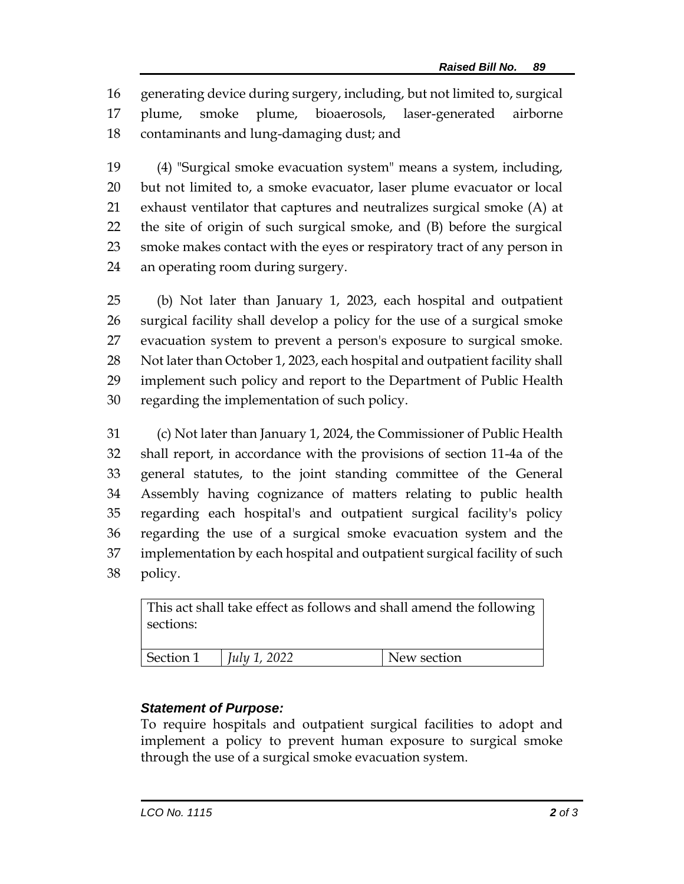generating device during surgery, including, but not limited to, surgical plume, smoke plume, bioaerosols, laser-generated airborne contaminants and lung-damaging dust; and

(4) "Surgical smoke evacuation system" means a system, including, but not limited to, a smoke evacuator, laser plume evacuator or local exhaust ventilator that captures and neutralizes surgical smoke (A) at the site of origin of such surgical smoke, and (B) before the surgical smoke makes contact with the eyes or respiratory tract of any person in an operating room during surgery.

(b) Not later than January 1, 2023, each hospital and outpatient surgical facility shall develop a policy for the use of a surgical smoke evacuation system to prevent a person's exposure to surgical smoke. Not later than October 1, 2023, each hospital and outpatient facility shall implement such policy and report to the Department of Public Health regarding the implementation of such policy.

(c) Not later than January 1, 2024, the Commissioner of Public Health shall report, in accordance with the provisions of section 11-4a of the general statutes, to the joint standing committee of the General Assembly having cognizance of matters relating to public health regarding each hospital's and outpatient surgical facility's policy regarding the use of a surgical smoke evacuation system and the implementation by each hospital and outpatient surgical facility of such policy.

| This act shall take effect as follows and shall amend the following sections: | | |
|---|---|---|
| Section 1 | *July 1, 2022* | New section |

***Statement of Purpose:***

To require hospitals and outpatient surgical facilities to adopt and implement a policy to prevent human exposure to surgical smoke through the use of a surgical smoke evacuation system.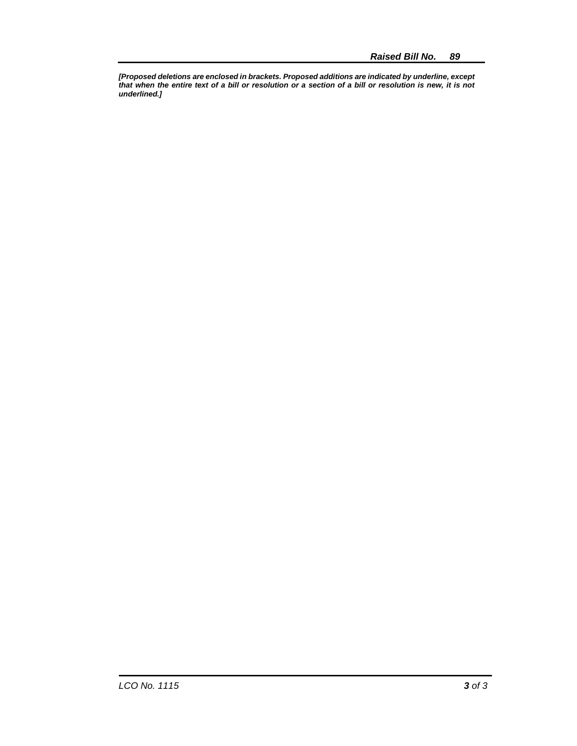*[Proposed deletions are enclosed in brackets. Proposed additions are indicated by underline, except that when the entire text of a bill or resolution or a section of a bill or resolution is new, it is not underlined.]*